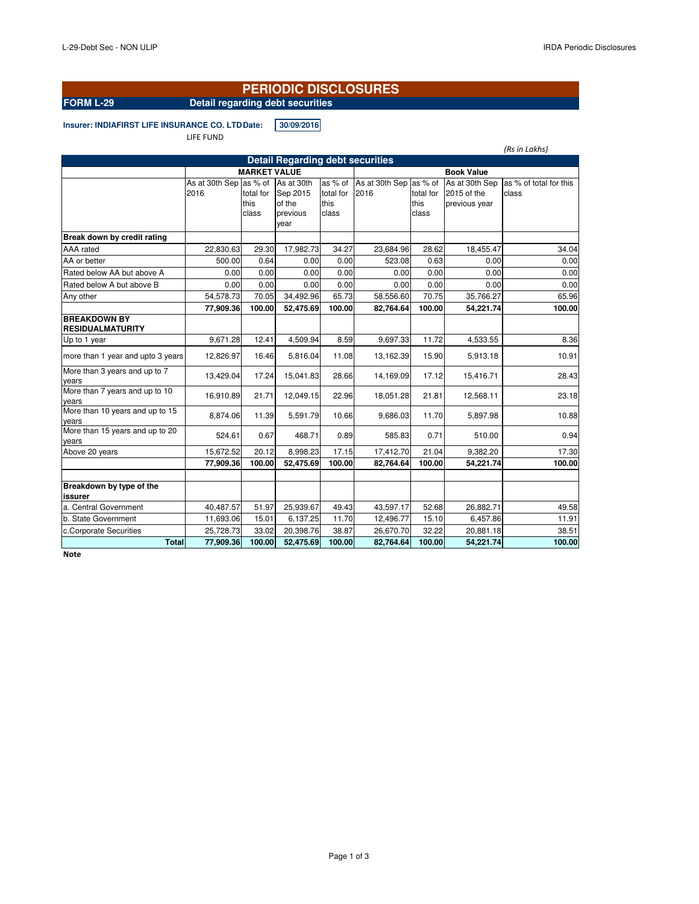# PERIODIC DISCLOSURES

**FORM L-29** **Detail regarding debt securities**

**Insurer: INDIAFIRST LIFE INSURANCE CO. LTD** **Date:** **30/09/2016**

LIFE FUND

*(Rs in Lakhs)*

| Detail Regarding debt securities | | | | | | | | |
|---|---|---|---|---|---|---|---|---|
| | MARKET VALUE | | | | Book Value | | | |
| | As at 30th Sep 2016 | as % of total for this class | As at 30th Sep 2015 of the previous year | as % of total for this class | As at 30th Sep 2016 | as % of total for this class | As at 30th Sep 2015 of the previous year | as % of total for this class |
| **Break down by credit rating** | | | | | | | | |
| AAA rated | 22,830.63 | 29.30 | 17,982.73 | 34.27 | 23,684.96 | 28.62 | 18,455.47 | 34.04 |
| AA or better | 500.00 | 0.64 | 0.00 | 0.00 | 523.08 | 0.63 | 0.00 | 0.00 |
| Rated below AA but above A | 0.00 | 0.00 | 0.00 | 0.00 | 0.00 | 0.00 | 0.00 | 0.00 |
| Rated below A but above B | 0.00 | 0.00 | 0.00 | 0.00 | 0.00 | 0.00 | 0.00 | 0.00 |
| Any other | 54,578.73 | 70.05 | 34,492.96 | 65.73 | 58,556.60 | 70.75 | 35,766.27 | 65.96 |
| | **77,909.36** | **100.00** | **52,475.69** | **100.00** | **82,764.64** | **100.00** | **54,221.74** | **100.00** |
| **BREAKDOWN BY RESIDUALMATURITY** | | | | | | | | |
| Up to 1 year | 9,671.28 | 12.41 | 4,509.94 | 8.59 | 9,697.33 | 11.72 | 4,533.55 | 8.36 |
| more than 1 year and upto 3 years | 12,826.97 | 16.46 | 5,816.04 | 11.08 | 13,162.39 | 15.90 | 5,913.18 | 10.91 |
| More than 3 years and up to 7 years | 13,429.04 | 17.24 | 15,041.83 | 28.66 | 14,169.09 | 17.12 | 15,416.71 | 28.43 |
| More than 7 years and up to 10 years | 16,910.89 | 21.71 | 12,049.15 | 22.96 | 18,051.28 | 21.81 | 12,568.11 | 23.18 |
| More than 10 years and up to 15 years | 8,874.06 | 11.39 | 5,591.79 | 10.66 | 9,686.03 | 11.70 | 5,897.98 | 10.88 |
| More than 15 years and up to 20 years | 524.61 | 0.67 | 468.71 | 0.89 | 585.83 | 0.71 | 510.00 | 0.94 |
| Above 20 years | 15,672.52 | 20.12 | 8,998.23 | 17.15 | 17,412.70 | 21.04 | 9,382.20 | 17.30 |
| | **77,909.36** | **100.00** | **52,475.69** | **100.00** | **82,764.64** | **100.00** | **54,221.74** | **100.00** |
| | | | | | | | | |
| **Breakdown by type of the issurer** | | | | | | | | |
| a. Central Government | 40,487.57 | 51.97 | 25,939.67 | 49.43 | 43,597.17 | 52.68 | 26,882.71 | 49.58 |
| b. State Government | 11,693.06 | 15.01 | 6,137.25 | 11.70 | 12,496.77 | 15.10 | 6,457.86 | 11.91 |
| c.Corporate Securities | 25,728.73 | 33.02 | 20,398.76 | 38.87 | 26,670.70 | 32.22 | 20,881.18 | 38.51 |
| **Total** | **77,909.36** | **100.00** | **52,475.69** | **100.00** | **82,764.64** | **100.00** | **54,221.74** | **100.00** |

**Note**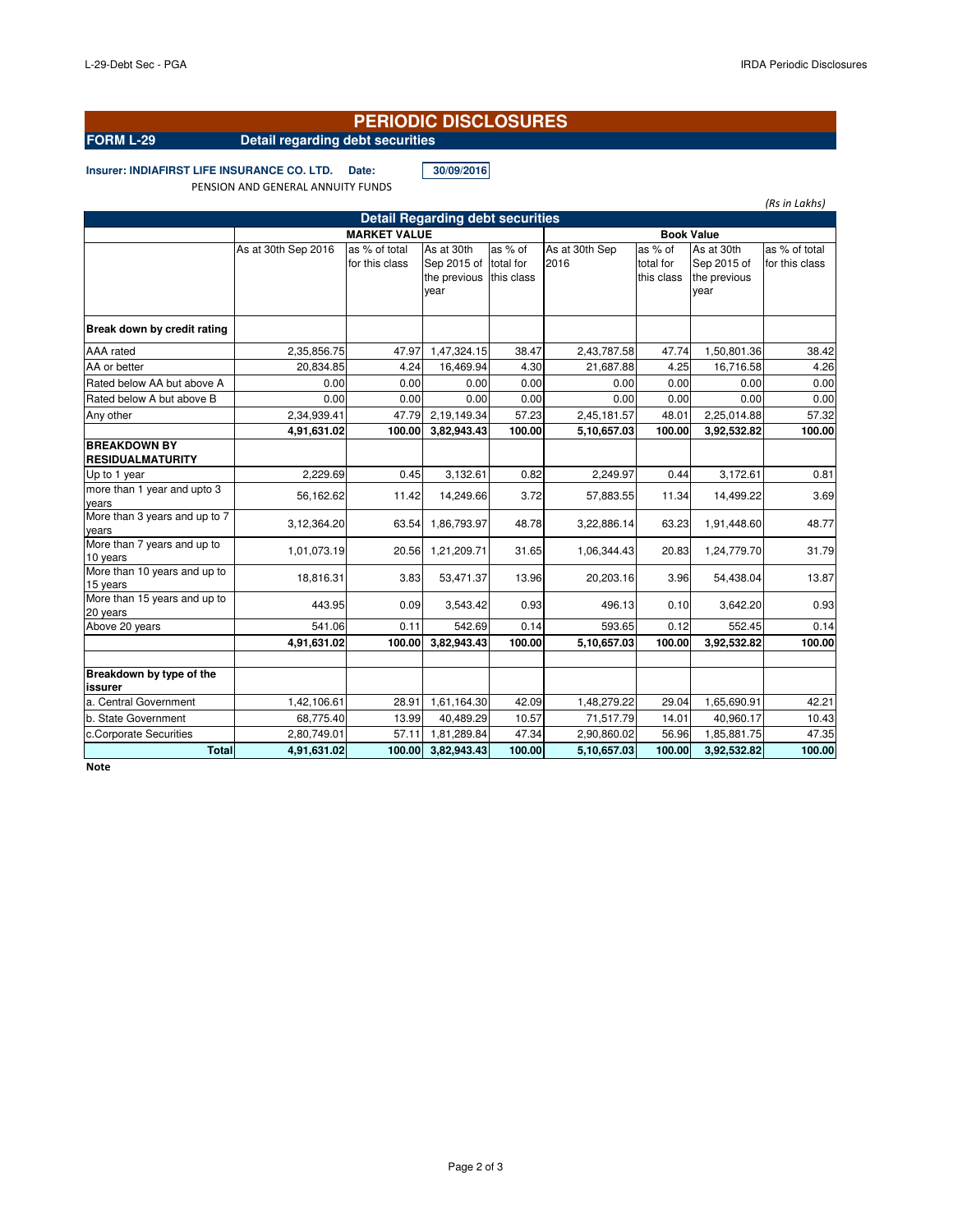# PERIODIC DISCLOSURES

**FORM L-29** **Detail regarding debt securities**

**Insurer: INDIAFIRST LIFE INSURANCE CO. LTD.** **Date:** **30/09/2016**

PENSION AND GENERAL ANNUITY FUNDS

*(Rs in Lakhs)*

| Detail Regarding debt securities | | | | | | | | |
|---|---|---|---|---|---|---|---|---|
| | MARKET VALUE | | | | Book Value | | | |
| | As at 30th Sep 2016 | as % of total for this class | As at 30th Sep 2015 of the previous year | as % of total for this class | As at 30th Sep 2016 | as % of total for this class | As at 30th Sep 2015 of the previous year | as % of total for this class |
| **Break down by credit rating** | | | | | | | | |
| AAA rated | 2,35,856.75 | 47.97 | 1,47,324.15 | 38.47 | 2,43,787.58 | 47.74 | 1,50,801.36 | 38.42 |
| AA or better | 20,834.85 | 4.24 | 16,469.94 | 4.30 | 21,687.88 | 4.25 | 16,716.58 | 4.26 |
| Rated below AA but above A | 0.00 | 0.00 | 0.00 | 0.00 | 0.00 | 0.00 | 0.00 | 0.00 |
| Rated below A but above B | 0.00 | 0.00 | 0.00 | 0.00 | 0.00 | 0.00 | 0.00 | 0.00 |
| Any other | 2,34,939.41 | 47.79 | 2,19,149.34 | 57.23 | 2,45,181.57 | 48.01 | 2,25,014.88 | 57.32 |
| | **4,91,631.02** | **100.00** | **3,82,943.43** | **100.00** | **5,10,657.03** | **100.00** | **3,92,532.82** | **100.00** |
| **BREAKDOWN BY RESIDUALMATURITY** | | | | | | | | |
| Up to 1 year | 2,229.69 | 0.45 | 3,132.61 | 0.82 | 2,249.97 | 0.44 | 3,172.61 | 0.81 |
| more than 1 year and upto 3 years | 56,162.62 | 11.42 | 14,249.66 | 3.72 | 57,883.55 | 11.34 | 14,499.22 | 3.69 |
| More than 3 years and up to 7 years | 3,12,364.20 | 63.54 | 1,86,793.97 | 48.78 | 3,22,886.14 | 63.23 | 1,91,448.60 | 48.77 |
| More than 7 years and up to 10 years | 1,01,073.19 | 20.56 | 1,21,209.71 | 31.65 | 1,06,344.43 | 20.83 | 1,24,779.70 | 31.79 |
| More than 10 years and up to 15 years | 18,816.31 | 3.83 | 53,471.37 | 13.96 | 20,203.16 | 3.96 | 54,438.04 | 13.87 |
| More than 15 years and up to 20 years | 443.95 | 0.09 | 3,543.42 | 0.93 | 496.13 | 0.10 | 3,642.20 | 0.93 |
| Above 20 years | 541.06 | 0.11 | 542.69 | 0.14 | 593.65 | 0.12 | 552.45 | 0.14 |
| | **4,91,631.02** | **100.00** | **3,82,943.43** | **100.00** | **5,10,657.03** | **100.00** | **3,92,532.82** | **100.00** |
| | | | | | | | | |
| **Breakdown by type of the issurer** | | | | | | | | |
| a. Central Government | 1,42,106.61 | 28.91 | 1,61,164.30 | 42.09 | 1,48,279.22 | 29.04 | 1,65,690.91 | 42.21 |
| b. State Government | 68,775.40 | 13.99 | 40,489.29 | 10.57 | 71,517.79 | 14.01 | 40,960.17 | 10.43 |
| c.Corporate Securities | 2,80,749.01 | 57.11 | 1,81,289.84 | 47.34 | 2,90,860.02 | 56.96 | 1,85,881.75 | 47.35 |
| **Total** | **4,91,631.02** | **100.00** | **3,82,943.43** | **100.00** | **5,10,657.03** | **100.00** | **3,92,532.82** | **100.00** |

**Note**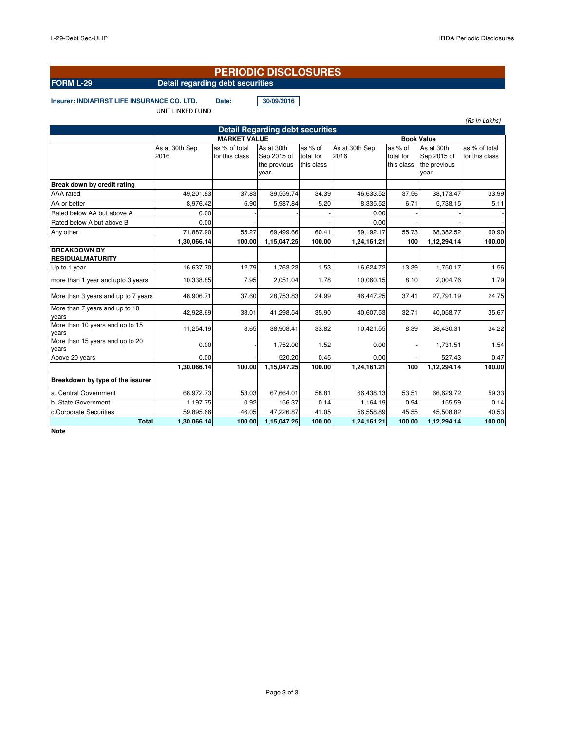# PERIODIC DISCLOSURES

**FORM L-29** **Detail regarding debt securities**

**Insurer: INDIAFIRST LIFE INSURANCE CO. LTD.** **Date:** **30/09/2016**

UNIT LINKED FUND

*(Rs in Lakhs)*

| Detail Regarding debt securities | | | | | | | | |
|---|---|---|---|---|---|---|---|---|
| | MARKET VALUE | | | | Book Value | | | |
| | As at 30th Sep 2016 | as % of total for this class | As at 30th Sep 2015 of the previous year | as % of total for this class | As at 30th Sep 2016 | as % of total for this class | As at 30th Sep 2015 of the previous year | as % of total for this class |
| **Break down by credit rating** | | | | | | | | |
| AAA rated | 49,201.83 | 37.83 | 39,559.74 | 34.39 | 46,633.52 | 37.56 | 38,173.47 | 33.99 |
| AA or better | 8,976.42 | 6.90 | 5,987.84 | 5.20 | 8,335.52 | 6.71 | 5,738.15 | 5.11 |
| Rated below AA but above A | 0.00 | - | - | - | 0.00 | - | - | - |
| Rated below A but above B | 0.00 | - | - | - | 0.00 | - | - | - |
| Any other | 71,887.90 | 55.27 | 69,499.66 | 60.41 | 69,192.17 | 55.73 | 68,382.52 | 60.90 |
| | **1,30,066.14** | **100.00** | **1,15,047.25** | **100.00** | **1,24,161.21** | **100** | **1,12,294.14** | **100.00** |
| **BREAKDOWN BY RESIDUALMATURITY** | | | | | | | | |
| Up to 1 year | 16,637.70 | 12.79 | 1,763.23 | 1.53 | 16,624.72 | 13.39 | 1,750.17 | 1.56 |
| more than 1 year and upto 3 years | 10,338.85 | 7.95 | 2,051.04 | 1.78 | 10,060.15 | 8.10 | 2,004.76 | 1.79 |
| More than 3 years and up to 7 years | 48,906.71 | 37.60 | 28,753.83 | 24.99 | 46,447.25 | 37.41 | 27,791.19 | 24.75 |
| More than 7 years and up to 10 years | 42,928.69 | 33.01 | 41,298.54 | 35.90 | 40,607.53 | 32.71 | 40,058.77 | 35.67 |
| More than 10 years and up to 15 years | 11,254.19 | 8.65 | 38,908.41 | 33.82 | 10,421.55 | 8.39 | 38,430.31 | 34.22 |
| More than 15 years and up to 20 years | 0.00 | - | 1,752.00 | 1.52 | 0.00 | - | 1,731.51 | 1.54 |
| Above 20 years | 0.00 | - | 520.20 | 0.45 | 0.00 | - | 527.43 | 0.47 |
| | **1,30,066.14** | **100.00** | **1,15,047.25** | **100.00** | **1,24,161.21** | **100** | **1,12,294.14** | **100.00** |
| **Breakdown by type of the issurer** | | | | | | | | |
| a. Central Government | 68,972.73 | 53.03 | 67,664.01 | 58.81 | 66,438.13 | 53.51 | 66,629.72 | 59.33 |
| b. State Government | 1,197.75 | 0.92 | 156.37 | 0.14 | 1,164.19 | 0.94 | 155.59 | 0.14 |
| c.Corporate Securities | 59,895.66 | 46.05 | 47,226.87 | 41.05 | 56,558.89 | 45.55 | 45,508.82 | 40.53 |
| **Total** | **1,30,066.14** | **100.00** | **1,15,047.25** | **100.00** | **1,24,161.21** | **100.00** | **1,12,294.14** | **100.00** |

**Note**